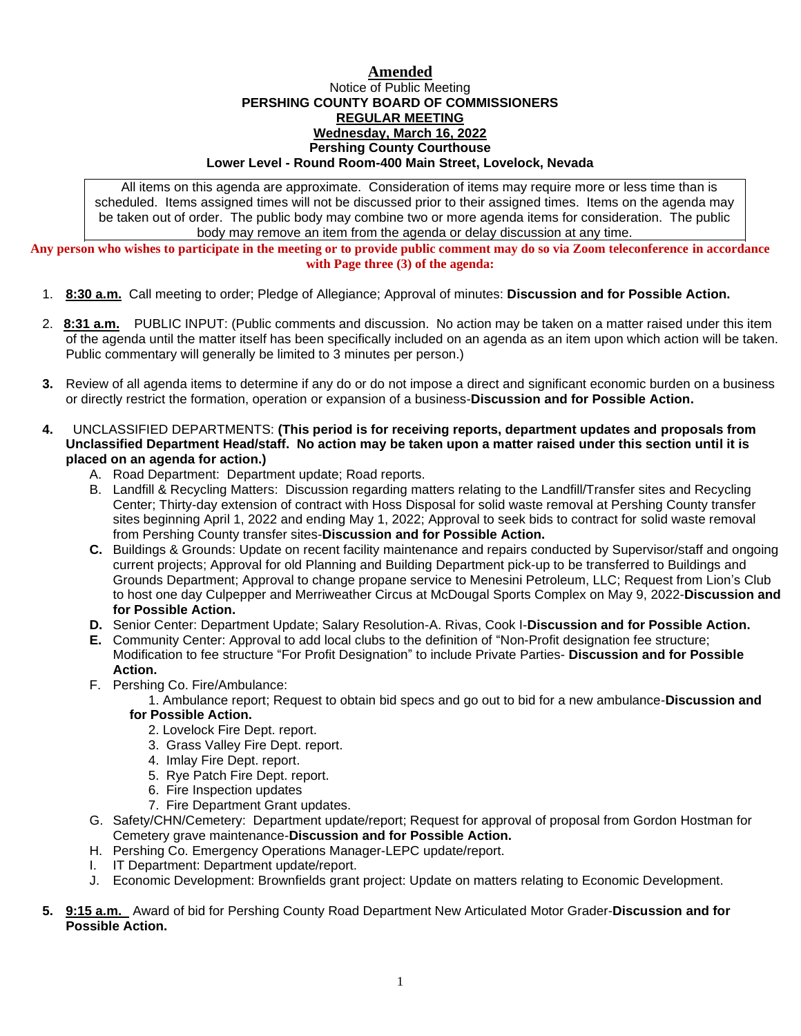# Amended

Notice of Public Meeting
**PERSHING COUNTY BOARD OF COMMISSIONERS**
**REGULAR MEETING**
**Wednesday, March 16, 2022**
**Pershing County Courthouse**
**Lower Level - Round Room-400 Main Street, Lovelock, Nevada**

All items on this agenda are approximate. Consideration of items may require more or less time than is scheduled. Items assigned times will not be discussed prior to their assigned times. Items on the agenda may be taken out of order. The public body may combine two or more agenda items for consideration. The public body may remove an item from the agenda or delay discussion at any time.

**Any person who wishes to participate in the meeting or to provide public comment may do so via Zoom teleconference in accordance with Page three (3) of the agenda:**

1. **8:30 a.m.** Call meeting to order; Pledge of Allegiance; Approval of minutes: **Discussion and for Possible Action.**

2. **8:31 a.m.** PUBLIC INPUT: (Public comments and discussion. No action may be taken on a matter raised under this item of the agenda until the matter itself has been specifically included on an agenda as an item upon which action will be taken. Public commentary will generally be limited to 3 minutes per person.)

3. Review of all agenda items to determine if any do or do not impose a direct and significant economic burden on a business or directly restrict the formation, operation or expansion of a business-**Discussion and for Possible Action.**

4. UNCLASSIFIED DEPARTMENTS: **(This period is for receiving reports, department updates and proposals from Unclassified Department Head/staff. No action may be taken upon a matter raised under this section until it is placed on an agenda for action.)**
   - A. Road Department: Department update; Road reports.
   - B. Landfill & Recycling Matters: Discussion regarding matters relating to the Landfill/Transfer sites and Recycling Center; Thirty-day extension of contract with Hoss Disposal for solid waste removal at Pershing County transfer sites beginning April 1, 2022 and ending May 1, 2022; Approval to seek bids to contract for solid waste removal from Pershing County transfer sites-**Discussion and for Possible Action.**
   - **C.** Buildings & Grounds: Update on recent facility maintenance and repairs conducted by Supervisor/staff and ongoing current projects; Approval for old Planning and Building Department pick-up to be transferred to Buildings and Grounds Department; Approval to change propane service to Menesini Petroleum, LLC; Request from Lion's Club to host one day Culpepper and Merriweather Circus at McDougal Sports Complex on May 9, 2022-**Discussion and for Possible Action.**
   - **D.** Senior Center: Department Update; Salary Resolution-A. Rivas, Cook I-**Discussion and for Possible Action.**
   - **E.** Community Center: Approval to add local clubs to the definition of "Non-Profit designation fee structure; Modification to fee structure "For Profit Designation" to include Private Parties- **Discussion and for Possible Action.**
   - F. Pershing Co. Fire/Ambulance:
     1. Ambulance report; Request to obtain bid specs and go out to bid for a new ambulance-**Discussion and for Possible Action.**
     2. Lovelock Fire Dept. report.
     3. Grass Valley Fire Dept. report.
     4. Imlay Fire Dept. report.
     5. Rye Patch Fire Dept. report.
     6. Fire Inspection updates
     7. Fire Department Grant updates.
   - G. Safety/CHN/Cemetery: Department update/report; Request for approval of proposal from Gordon Hostman for Cemetery grave maintenance-**Discussion and for Possible Action.**
   - H. Pershing Co. Emergency Operations Manager-LEPC update/report.
   - I. IT Department: Department update/report.
   - J. Economic Development: Brownfields grant project: Update on matters relating to Economic Development.

5. **9:15 a.m.** Award of bid for Pershing County Road Department New Articulated Motor Grader-**Discussion and for Possible Action.**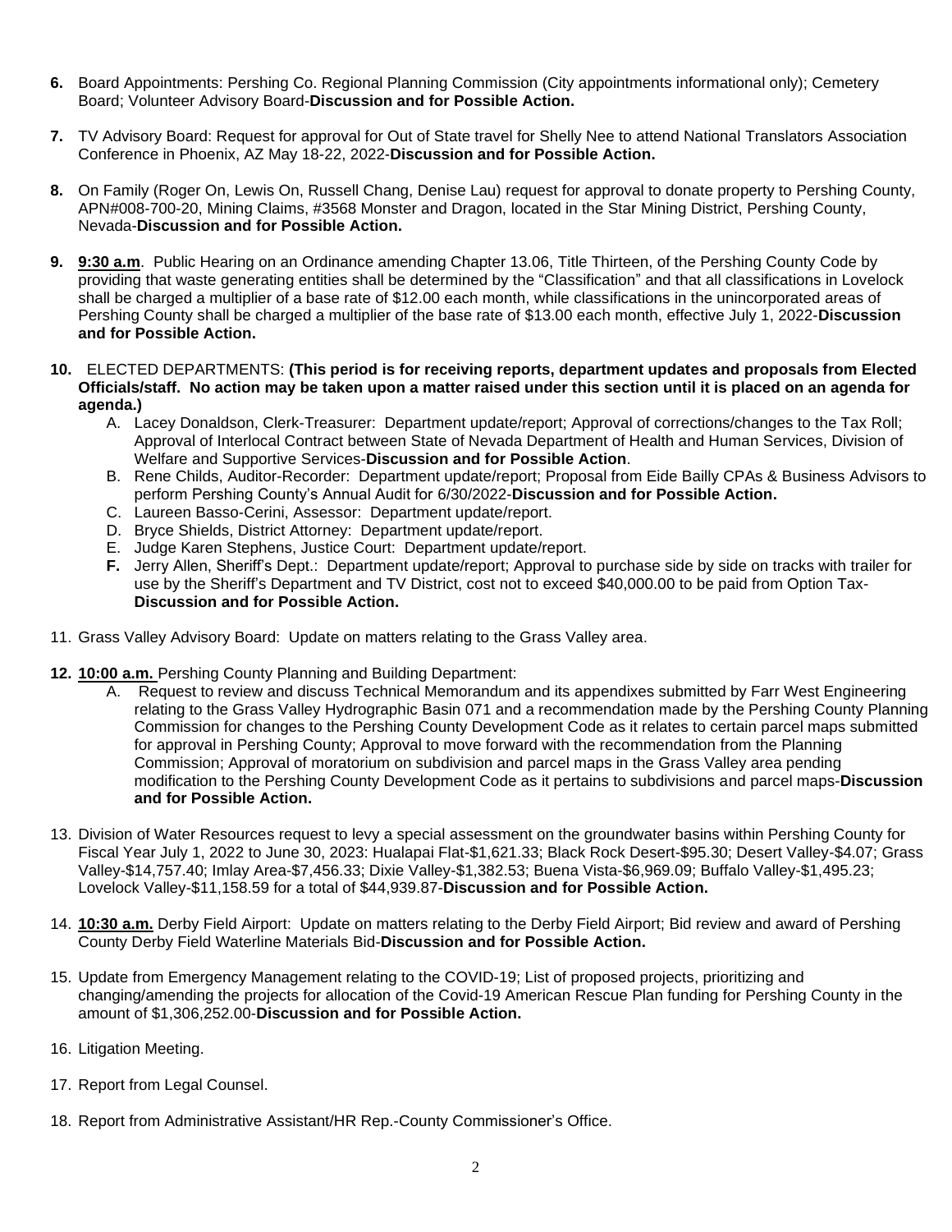6. Board Appointments: Pershing Co. Regional Planning Commission (City appointments informational only); Cemetery Board; Volunteer Advisory Board-**Discussion and for Possible Action.**

7. TV Advisory Board: Request for approval for Out of State travel for Shelly Nee to attend National Translators Association Conference in Phoenix, AZ May 18-22, 2022-**Discussion and for Possible Action.**

8. On Family (Roger On, Lewis On, Russell Chang, Denise Lau) request for approval to donate property to Pershing County, APN#008-700-20, Mining Claims, #3568 Monster and Dragon, located in the Star Mining District, Pershing County, Nevada-**Discussion and for Possible Action.**

9. **9:30 a.m**. Public Hearing on an Ordinance amending Chapter 13.06, Title Thirteen, of the Pershing County Code by providing that waste generating entities shall be determined by the "Classification" and that all classifications in Lovelock shall be charged a multiplier of a base rate of $12.00 each month, while classifications in the unincorporated areas of Pershing County shall be charged a multiplier of the base rate of $13.00 each month, effective July 1, 2022-**Discussion and for Possible Action.**

10. ELECTED DEPARTMENTS: **(This period is for receiving reports, department updates and proposals from Elected Officials/staff. No action may be taken upon a matter raised under this section until it is placed on an agenda for agenda.)**
    - A. Lacey Donaldson, Clerk-Treasurer: Department update/report; Approval of corrections/changes to the Tax Roll; Approval of Interlocal Contract between State of Nevada Department of Health and Human Services, Division of Welfare and Supportive Services-**Discussion and for Possible Action**.
    - B. Rene Childs, Auditor-Recorder: Department update/report; Proposal from Eide Bailly CPAs & Business Advisors to perform Pershing County's Annual Audit for 6/30/2022-**Discussion and for Possible Action.**
    - C. Laureen Basso-Cerini, Assessor: Department update/report.
    - D. Bryce Shields, District Attorney: Department update/report.
    - E. Judge Karen Stephens, Justice Court: Department update/report.
    - **F.** Jerry Allen, Sheriff's Dept.: Department update/report; Approval to purchase side by side on tracks with trailer for use by the Sheriff's Department and TV District, cost not to exceed $40,000.00 to be paid from Option Tax-**Discussion and for Possible Action.**

11. Grass Valley Advisory Board: Update on matters relating to the Grass Valley area.

12. **10:00 a.m.** Pershing County Planning and Building Department:
    - A. Request to review and discuss Technical Memorandum and its appendixes submitted by Farr West Engineering relating to the Grass Valley Hydrographic Basin 071 and a recommendation made by the Pershing County Planning Commission for changes to the Pershing County Development Code as it relates to certain parcel maps submitted for approval in Pershing County; Approval to move forward with the recommendation from the Planning Commission; Approval of moratorium on subdivision and parcel maps in the Grass Valley area pending modification to the Pershing County Development Code as it pertains to subdivisions and parcel maps-**Discussion and for Possible Action.**

13. Division of Water Resources request to levy a special assessment on the groundwater basins within Pershing County for Fiscal Year July 1, 2022 to June 30, 2023: Hualapai Flat-$1,621.33; Black Rock Desert-$95.30; Desert Valley-$4.07; Grass Valley-$14,757.40; Imlay Area-$7,456.33; Dixie Valley-$1,382.53; Buena Vista-$6,969.09; Buffalo Valley-$1,495.23; Lovelock Valley-$11,158.59 for a total of $44,939.87-**Discussion and for Possible Action.**

14. **10:30 a.m.** Derby Field Airport: Update on matters relating to the Derby Field Airport; Bid review and award of Pershing County Derby Field Waterline Materials Bid-**Discussion and for Possible Action.**

15. Update from Emergency Management relating to the COVID-19; List of proposed projects, prioritizing and changing/amending the projects for allocation of the Covid-19 American Rescue Plan funding for Pershing County in the amount of $1,306,252.00-**Discussion and for Possible Action.**

16. Litigation Meeting.

17. Report from Legal Counsel.

18. Report from Administrative Assistant/HR Rep.-County Commissioner's Office.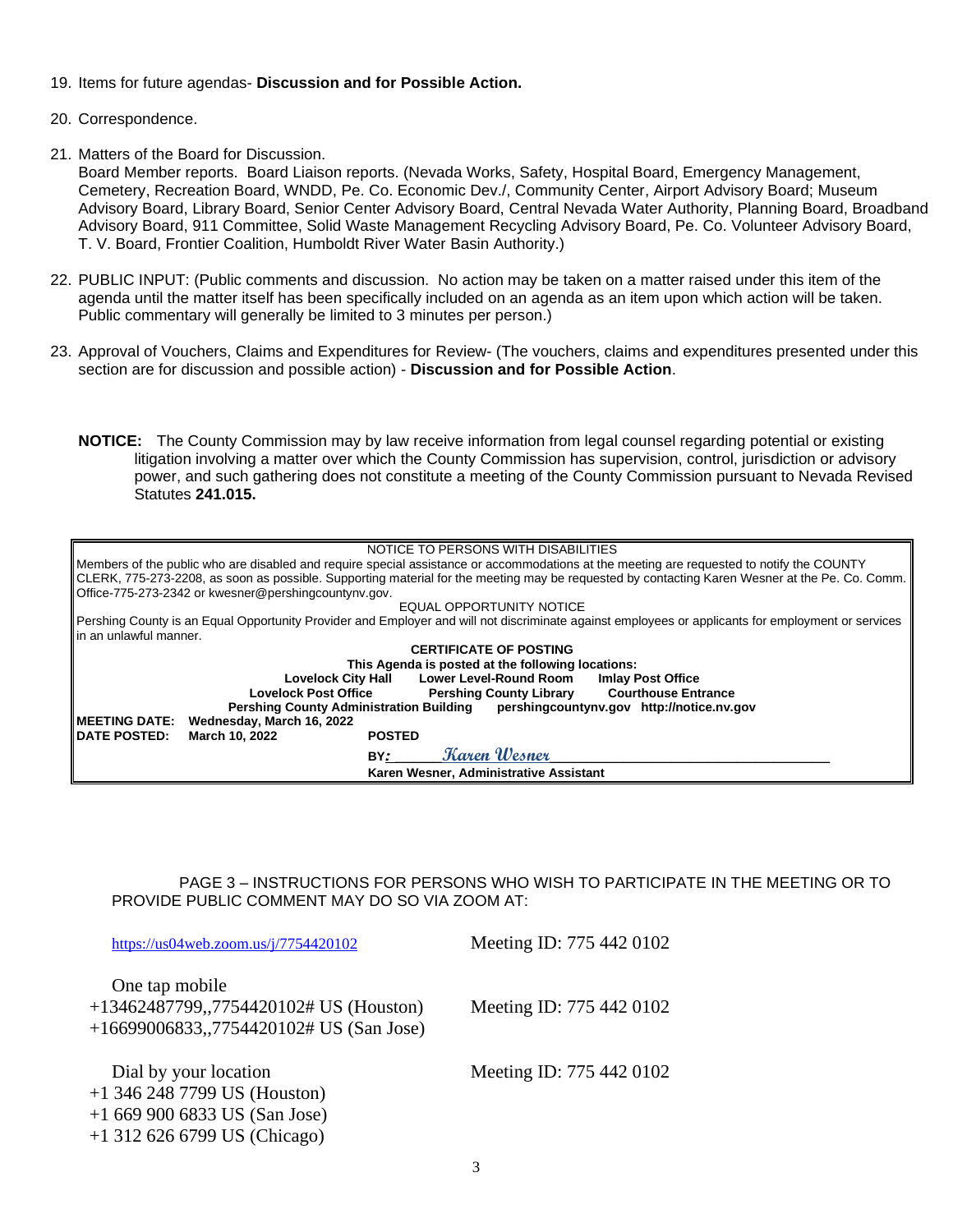19. Items for future agendas- **Discussion and for Possible Action.**

20. Correspondence.

21. Matters of the Board for Discussion.
    Board Member reports. Board Liaison reports. (Nevada Works, Safety, Hospital Board, Emergency Management, Cemetery, Recreation Board, WNDD, Pe. Co. Economic Dev./, Community Center, Airport Advisory Board; Museum Advisory Board, Library Board, Senior Center Advisory Board, Central Nevada Water Authority, Planning Board, Broadband Advisory Board, 911 Committee, Solid Waste Management Recycling Advisory Board, Pe. Co. Volunteer Advisory Board, T. V. Board, Frontier Coalition, Humboldt River Water Basin Authority.)

22. PUBLIC INPUT: (Public comments and discussion. No action may be taken on a matter raised under this item of the agenda until the matter itself has been specifically included on an agenda as an item upon which action will be taken. Public commentary will generally be limited to 3 minutes per person.)

23. Approval of Vouchers, Claims and Expenditures for Review- (The vouchers, claims and expenditures presented under this section are for discussion and possible action) - **Discussion and for Possible Action**.

**NOTICE:** The County Commission may by law receive information from legal counsel regarding potential or existing litigation involving a matter over which the County Commission has supervision, control, jurisdiction or advisory power, and such gathering does not constitute a meeting of the County Commission pursuant to Nevada Revised Statutes **241.015.**

NOTICE TO PERSONS WITH DISABILITIES

Members of the public who are disabled and require special assistance or accommodations at the meeting are requested to notify the COUNTY CLERK, 775-273-2208, as soon as possible. Supporting material for the meeting may be requested by contacting Karen Wesner at the Pe. Co. Comm. Office-775-273-2342 or kwesner@pershingcountynv.gov.

EQUAL OPPORTUNITY NOTICE

Pershing County is an Equal Opportunity Provider and Employer and will not discriminate against employees or applicants for employment or services in an unlawful manner.

**CERTIFICATE OF POSTING**

**This Agenda is posted at the following locations:**

**Lovelock City Hall** **Lower Level-Round Room** **Imlay Post Office**
**Lovelock Post Office** **Pershing County Library** **Courthouse Entrance**
**Pershing County Administration Building** **pershingcountynv.gov** **http://notice.nv.gov**

**MEETING DATE:** **Wednesday, March 16, 2022**
**DATE POSTED:** **March 10, 2022** **POSTED**

**BY:** *Karen Wesner*

**Karen Wesner, Administrative Assistant**

PAGE 3 – INSTRUCTIONS FOR PERSONS WHO WISH TO PARTICIPATE IN THE MEETING OR TO PROVIDE PUBLIC COMMENT MAY DO SO VIA ZOOM AT:

https://us04web.zoom.us/j/7754420102 Meeting ID: 775 442 0102

One tap mobile
+13462487799,,7754420102# US (Houston) Meeting ID: 775 442 0102
+16699006833,,7754420102# US (San Jose)

Dial by your location Meeting ID: 775 442 0102
+1 346 248 7799 US (Houston)
+1 669 900 6833 US (San Jose)
+1 312 626 6799 US (Chicago)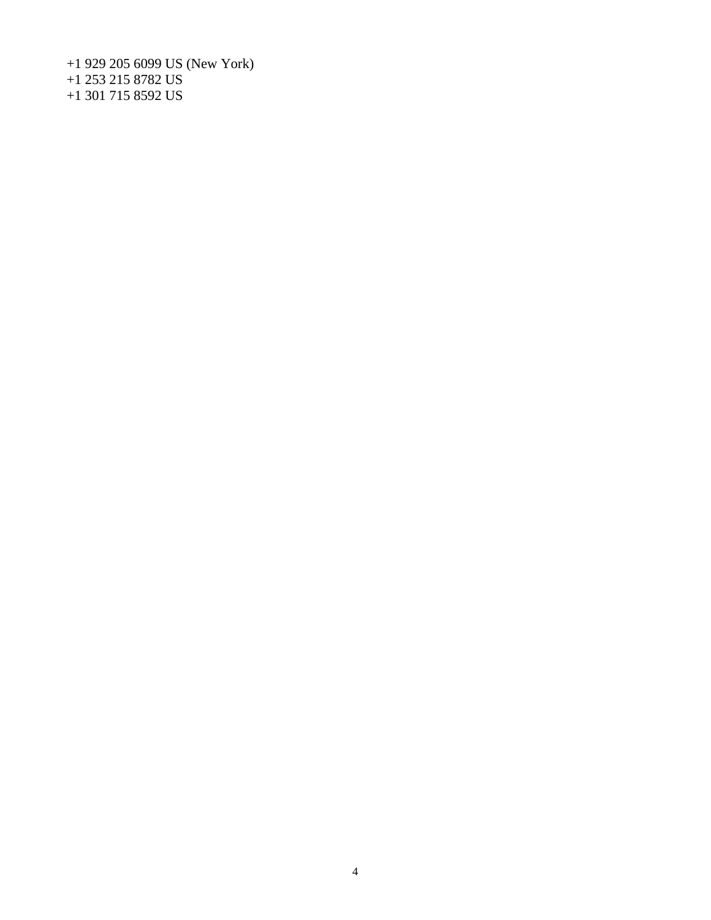+1 929 205 6099 US (New York)
+1 253 215 8782 US
+1 301 715 8592 US